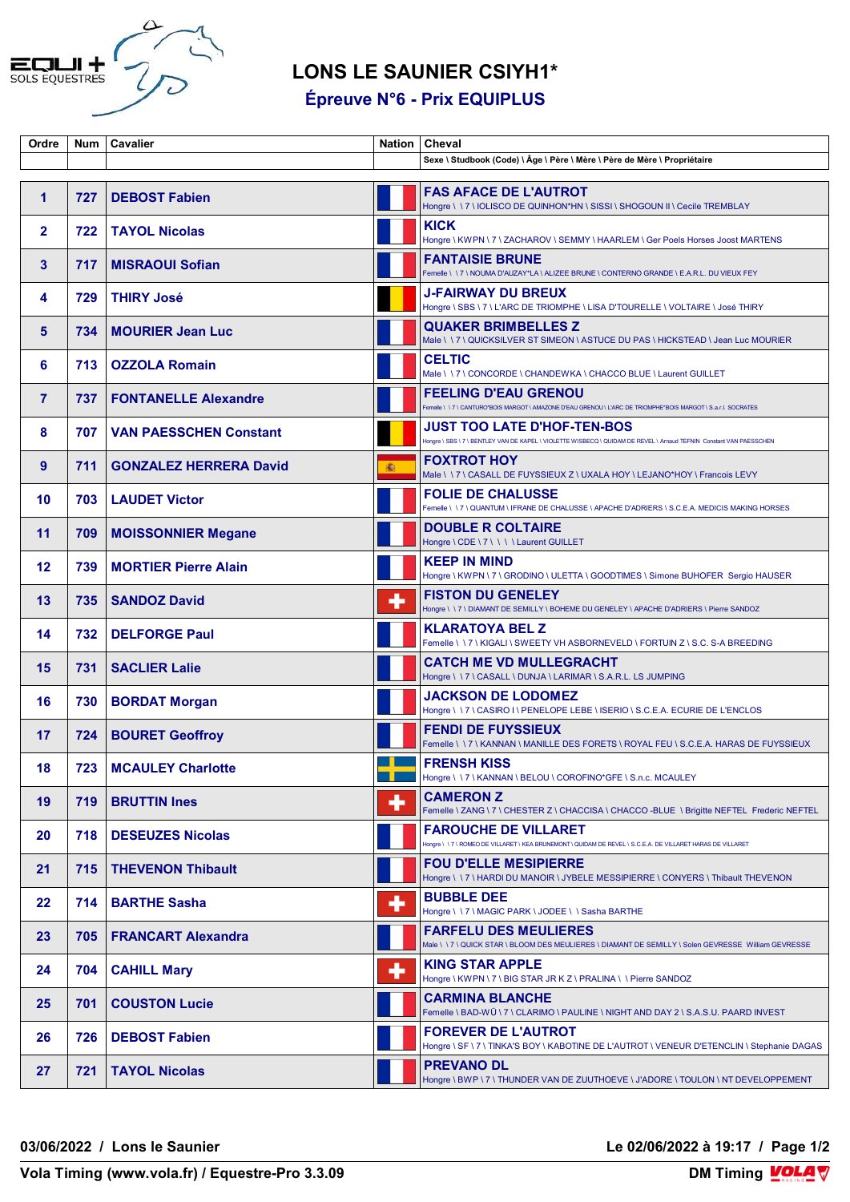# LONS LE SAUNIER CSIYH1*

## Épreuve N°6 - Prix EQUIPLUS

| Ordre | Num | Cavalier | Nation | Cheval<br>Sexe \ Studbook (Code) \ Âge \ Père \ Mère \ Père de Mère \ Propriétaire |
|---|---|---|---|---|
| 1 | 727 | DEBOST Fabien | | FAS AFACE DE L'AUTROT<br>Hongre \ \ 7 \ IOLISCO DE QUINHON*HN \ SISSI \ SHOGOUN II \ Cecile TREMBLAY |
| 2 | 722 | TAYOL Nicolas | | KICK<br>Hongre \ KWPN \ 7 \ ZACHAROV \ SEMMY \ HAARLEM \ Ger Poels Horses Joost MARTENS |
| 3 | 717 | MISRAOUI Sofian | | FANTAISIE BRUNE<br>Femelle \ \ 7 \ NOUMA D'AUZAY*LA \ ALIZEE BRUNE \ CONTERNO GRANDE \ E.A.R.L. DU VIEUX FEY |
| 4 | 729 | THIRY José | | J-FAIRWAY DU BREUX<br>Hongre \ SBS \ 7 \ L'ARC DE TRIOMPHE \ LISA D'TOURELLE \ VOLTAIRE \ José THIRY |
| 5 | 734 | MOURIER Jean Luc | | QUAKER BRIMBELLES Z<br>Male \ \ 7 \ QUICKSILVER ST SIMEON \ ASTUCE DU PAS \ HICKSTEAD \ Jean Luc MOURIER |
| 6 | 713 | OZZOLA Romain | | CELTIC<br>Male \ \ 7 \ CONCORDE \ CHANDEWKA \ CHACCO BLUE \ Laurent GUILLET |
| 7 | 737 | FONTANELLE Alexandre | | FEELING D'EAU GRENOU<br>Femelle \ \ 7 \ CANTURO*BOIS MARGOT \ AMAZONE D'EAU GRENOU \ L'ARC DE TRIOMPHE*BOIS MARGOT \ S.a.r.l. SOCRATES |
| 8 | 707 | VAN PAESSCHEN Constant | | JUST TOO LATE D'HOF-TEN-BOS<br>Hongre \ SBS \ 7 \ BENTLEY VAN DE KAPEL \ VIOLETTE WISBECQ \ QUIDAM DE REVEL \ Arnaud TEFNIN Constant VAN PAESSCHEN |
| 9 | 711 | GONZALEZ HERRERA David | | FOXTROT HOY<br>Male \ \ 7 \ CASALL DE FUYSSIEUX Z \ UXALA HOY \ LEJANO*HOY \ Francois LEVY |
| 10 | 703 | LAUDET Victor | | FOLIE DE CHALUSSE<br>Femelle \ \ 7 \ QUANTUM \ IFRANE DE CHALUSSE \ APACHE D'ADRIERS \ S.C.E.A. MEDICIS MAKING HORSES |
| 11 | 709 | MOISSONNIER Megane | | DOUBLE R COLTAIRE<br>Hongre \ CDE \ 7 \ \ \ \ Laurent GUILLET |
| 12 | 739 | MORTIER Pierre Alain | | KEEP IN MIND<br>Hongre \ KWPN \ 7 \ GRODINO \ ULETTA \ GOODTIMES \ Simone BUHOFER Sergio HAUSER |
| 13 | 735 | SANDOZ David | | FISTON DU GENELEY<br>Hongre \ \ 7 \ DIAMANT DE SEMILLY \ BOHEME DU GENELEY \ APACHE D'ADRIERS \ Pierre SANDOZ |
| 14 | 732 | DELFORGE Paul | | KLARATOYA BEL Z<br>Femelle \ \ 7 \ KIGALI \ SWEETY VH ASBORNEVELD \ FORTUIN Z \ S.C. S-A BREEDING |
| 15 | 731 | SACLIER Lalie | | CATCH ME VD MULLEGRACHT<br>Hongre \ \ 7 \ CASALL \ DUNJA \ LARIMAR \ S.A.R.L. LS JUMPING |
| 16 | 730 | BORDAT Morgan | | JACKSON DE LODOMEZ<br>Hongre \ \ 7 \ CASIRO I \ PENELOPE LEBE \ ISERIO \ S.C.E.A. ECURIE DE L'ENCLOS |
| 17 | 724 | BOURET Geoffroy | | FENDI DE FUYSSIEUX<br>Femelle \ \ 7 \ KANNAN \ MANILLE DES FORETS \ ROYAL FEU \ S.C.E.A. HARAS DE FUYSSIEUX |
| 18 | 723 | MCAULEY Charlotte | | FRENSH KISS<br>Hongre \ \ 7 \ KANNAN \ BELOU \ COROFINO*GFE \ S.n.c. MCAULEY |
| 19 | 719 | BRUTTIN Ines | | CAMERON Z<br>Femelle \ ZANG \ 7 \ CHESTER Z \ CHACCISA \ CHACCO -BLUE \ Brigitte NEFTEL Frederic NEFTEL |
| 20 | 718 | DESEUZES Nicolas | | FAROUCHE DE VILLARET<br>Hongre \ \ 7 \ ROMEO DE VILLARET \ KEA BRUNEMONT \ QUIDAM DE REVEL \ S.C.E.A. DE VILLARET HARAS DE VILLARET |
| 21 | 715 | THEVENON Thibault | | FOU D'ELLE MESIPIERRE<br>Hongre \ \ 7 \ HARDI DU MANOIR \ JYBELE MESSIPIERRE \ CONYERS \ Thibault THEVENON |
| 22 | 714 | BARTHE Sasha | | BUBBLE DEE<br>Hongre \ \ 7 \ MAGIC PARK \ JODEE \ \ Sasha BARTHE |
| 23 | 705 | FRANCART Alexandra | | FARFELU DES MEULIERES<br>Male \ \ 7 \ QUICK STAR \ BLOOM DES MEULIERES \ DIAMANT DE SEMILLY \ Solen GEVRESSE William GEVRESSE |
| 24 | 704 | CAHILL Mary | | KING STAR APPLE<br>Hongre \ KWPN \ 7 \ BIG STAR JR K Z \ PRALINA \ \ Pierre SANDOZ |
| 25 | 701 | COUSTON Lucie | | CARMINA BLANCHE<br>Femelle \ BAD-WÜ \ 7 \ CLARIMO \ PAULINE \ NIGHT AND DAY 2 \ S.A.S.U. PAARD INVEST |
| 26 | 726 | DEBOST Fabien | | FOREVER DE L'AUTROT<br>Hongre \ SF \ 7 \ TINKA'S BOY \ KABOTINE DE L'AUTROT \ VENEUR D'ETENCLIN \ Stephanie DAGAS |
| 27 | 721 | TAYOL Nicolas | | PREVANO DL<br>Hongre \ BWP \ 7 \ THUNDER VAN DE ZUUTHOEVE \ J'ADORE \ TOULON \ NT DEVELOPPEMENT |

03/06/2022 / Lons le Saunier — Le 02/06/2022 à 19:17

Vola Timing (www.vola.fr) / Equestre-Pro 3.3.09 — DM Timing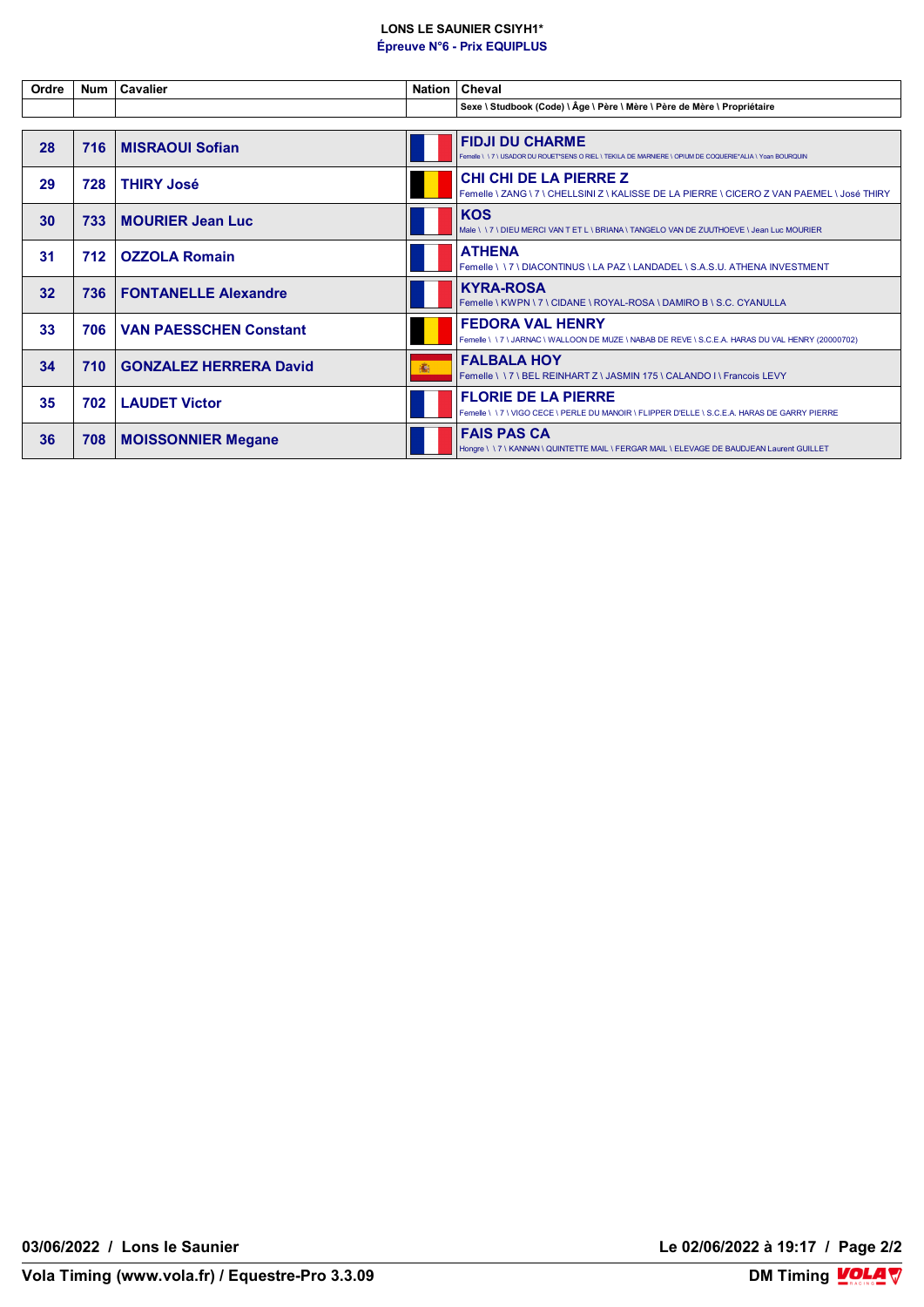**LONS LE SAUNIER CSIYH1***

**Épreuve N°6 - Prix EQUIPLUS**

| Ordre | Num | Cavalier | Nation | Cheval |
|---|---|---|---|---|
| | | | | Sexe \ Studbook (Code) \ Âge \ Père \ Mère \ Père de Mère \ Propriétaire |
| 28 | 716 | MISRAOUI Sofian | FRA | **FIDJI DU CHARME** Femelle \ \ 7 \ USADOR DU ROUET*SENS O RIEL \ TEKILA DE MARNIERE \ OPIUM DE COQUERIE*ALIA \ Yoan BOURQUIN |
| 29 | 728 | THIRY José | BEL | **CHI CHI DE LA PIERRE Z** Femelle \ ZANG \ 7 \ CHELLSINI Z \ KALISSE DE LA PIERRE \ CICERO Z VAN PAEMEL \ José THIRY |
| 30 | 733 | MOURIER Jean Luc | FRA | **KOS** Male \ \ 7 \ DIEU MERCI VAN T ET L \ BRIANA \ TANGELO VAN DE ZUUTHOEVE \ Jean Luc MOURIER |
| 31 | 712 | OZZOLA Romain | FRA | **ATHENA** Femelle \ \ 7 \ DIACONTINUS \ LA PAZ \ LANDADEL \ S.A.S.U. ATHENA INVESTMENT |
| 32 | 736 | FONTANELLE Alexandre | FRA | **KYRA-ROSA** Femelle \ KWPN \ 7 \ CIDANE \ ROYAL-ROSA \ DAMIRO B \ S.C. CYANULLA |
| 33 | 706 | VAN PAESSCHEN Constant | BEL | **FEDORA VAL HENRY** Femelle \ \ 7 \ JARNAC \ WALLOON DE MUZE \ NABAB DE REVE \ S.C.E.A. HARAS DU VAL HENRY (20000702) |
| 34 | 710 | GONZALEZ HERRERA David | ESP | **FALBALA HOY** Femelle \ \ 7 \ BEL REINHART Z \ JASMIN 175 \ CALANDO I \ Francois LEVY |
| 35 | 702 | LAUDET Victor | FRA | **FLORIE DE LA PIERRE** Femelle \ \ 7 \ VIGO CECE \ PERLE DU MANOIR \ FLIPPER D'ELLE \ S.C.E.A. HARAS DE GARRY PIERRE |
| 36 | 708 | MOISSONNIER Megane | FRA | **FAIS PAS CA** Hongre \ \ 7 \ KANNAN \ QUINTETTE MAIL \ FERGAR MAIL \ ELEVAGE DE BAUDJEAN Laurent GUILLET |

03/06/2022 / Lons le Saunier — Le 02/06/2022 à 19:17

Vola Timing (www.vola.fr) / Equestre-Pro 3.3.09 — DM Timing